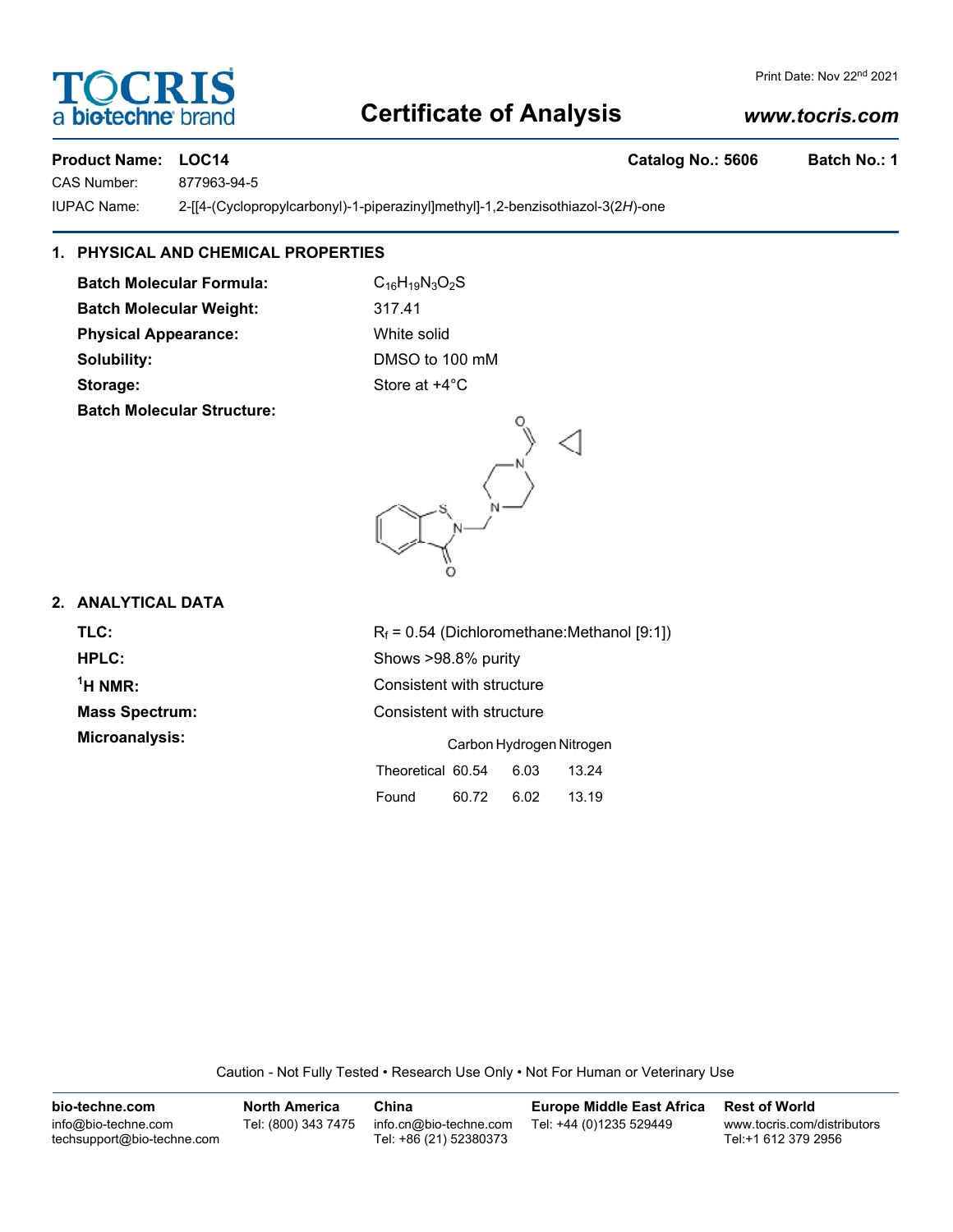# TOCRIS
a bio-techne brand

# Certificate of Analysis

Print Date: Nov 22nd 2021

www.tocris.com

**Product Name: LOC14** **Catalog No.: 5606** **Batch No.: 1**

CAS Number: 877963-94-5

IUPAC Name: 2-[[4-(Cyclopropylcarbonyl)-1-piperazinyl]methyl]-1,2-benzisothiazol-3(2*H*)-one

## 1. PHYSICAL AND CHEMICAL PROPERTIES

**Batch Molecular Formula:** $C_{16}H_{19}N_3O_2S$

**Batch Molecular Weight:** 317.41

**Physical Appearance:** White solid

**Solubility:** DMSO to 100 mM

**Storage:** Store at +4°C

**Batch Molecular Structure:**

## 2. ANALYTICAL DATA

**TLC:** $R_f$ = 0.54 (Dichloromethane:Methanol [9:1])

**HPLC:** Shows >98.8% purity

**$^1$H NMR:** Consistent with structure

**Mass Spectrum:** Consistent with structure

**Microanalysis:**

| | Carbon | Hydrogen | Nitrogen |
|---|---|---|---|
| Theoretical | 60.54 | 6.03 | 13.24 |
| Found | 60.72 | 6.02 | 13.19 |

Caution - Not Fully Tested • Research Use Only • Not For Human or Veterinary Use

**bio-techne.com**
info@bio-techne.com
techsupport@bio-techne.com

**North America**
Tel: (800) 343 7475

**China**
info.cn@bio-techne.com
Tel: +86 (21) 52380373

**Europe Middle East Africa**
Tel: +44 (0)1235 529449

**Rest of World**
www.tocris.com/distributors
Tel:+1 612 379 2956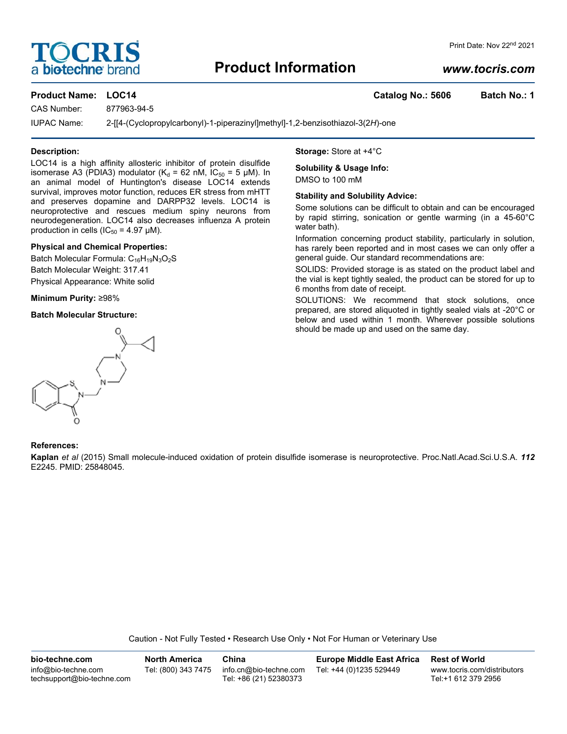# Product Information

**Product Name: LOC14** **Catalog No.: 5606** **Batch No.: 1**

CAS Number: 877963-94-5

IUPAC Name: 2-[[4-(Cyclopropylcarbonyl)-1-piperazinyl]methyl]-1,2-benzisothiazol-3(2*H*)-one

**Description:**

LOC14 is a high affinity allosteric inhibitor of protein disulfide isomerase A3 (PDIA3) modulator ($K_d$ = 62 nM, $IC_{50}$ = 5 μM). In an animal model of Huntington's disease LOC14 extends survival, improves motor function, reduces ER stress from mHTT and preserves dopamine and DARPP32 levels. LOC14 is neuroprotective and rescues medium spiny neurons from neurodegeneration. LOC14 also decreases influenza A protein production in cells ($IC_{50}$ = 4.97 μM).

**Physical and Chemical Properties:**

Batch Molecular Formula: $C_{16}H_{19}N_3O_2S$

Batch Molecular Weight: 317.41

Physical Appearance: White solid

**Minimum Purity:** ≥98%

**Batch Molecular Structure:**

**Storage:** Store at +4°C

**Solubility & Usage Info:**

DMSO to 100 mM

**Stability and Solubility Advice:**

Some solutions can be difficult to obtain and can be encouraged by rapid stirring, sonication or gentle warming (in a 45-60°C water bath).

Information concerning product stability, particularly in solution, has rarely been reported and in most cases we can only offer a general guide. Our standard recommendations are:

SOLIDS: Provided storage is as stated on the product label and the vial is kept tightly sealed, the product can be stored for up to 6 months from date of receipt.

SOLUTIONS: We recommend that stock solutions, once prepared, are stored aliquoted in tightly sealed vials at -20°C or below and used within 1 month. Wherever possible solutions should be made up and used on the same day.

**References:**

**Kaplan** *et al* (2015) Small molecule-induced oxidation of protein disulfide isomerase is neuroprotective. Proc.Natl.Acad.Sci.U.S.A. ***112*** E2245. PMID: 25848045.

Caution - Not Fully Tested • Research Use Only • Not For Human or Veterinary Use

**bio-techne.com**
info@bio-techne.com
techsupport@bio-techne.com

**North America**
Tel: (800) 343 7475

**China**
info.cn@bio-techne.com
Tel: +86 (21) 52380373

**Europe Middle East Africa**
Tel: +44 (0)1235 529449

**Rest of World**
www.tocris.com/distributors
Tel:+1 612 379 2956